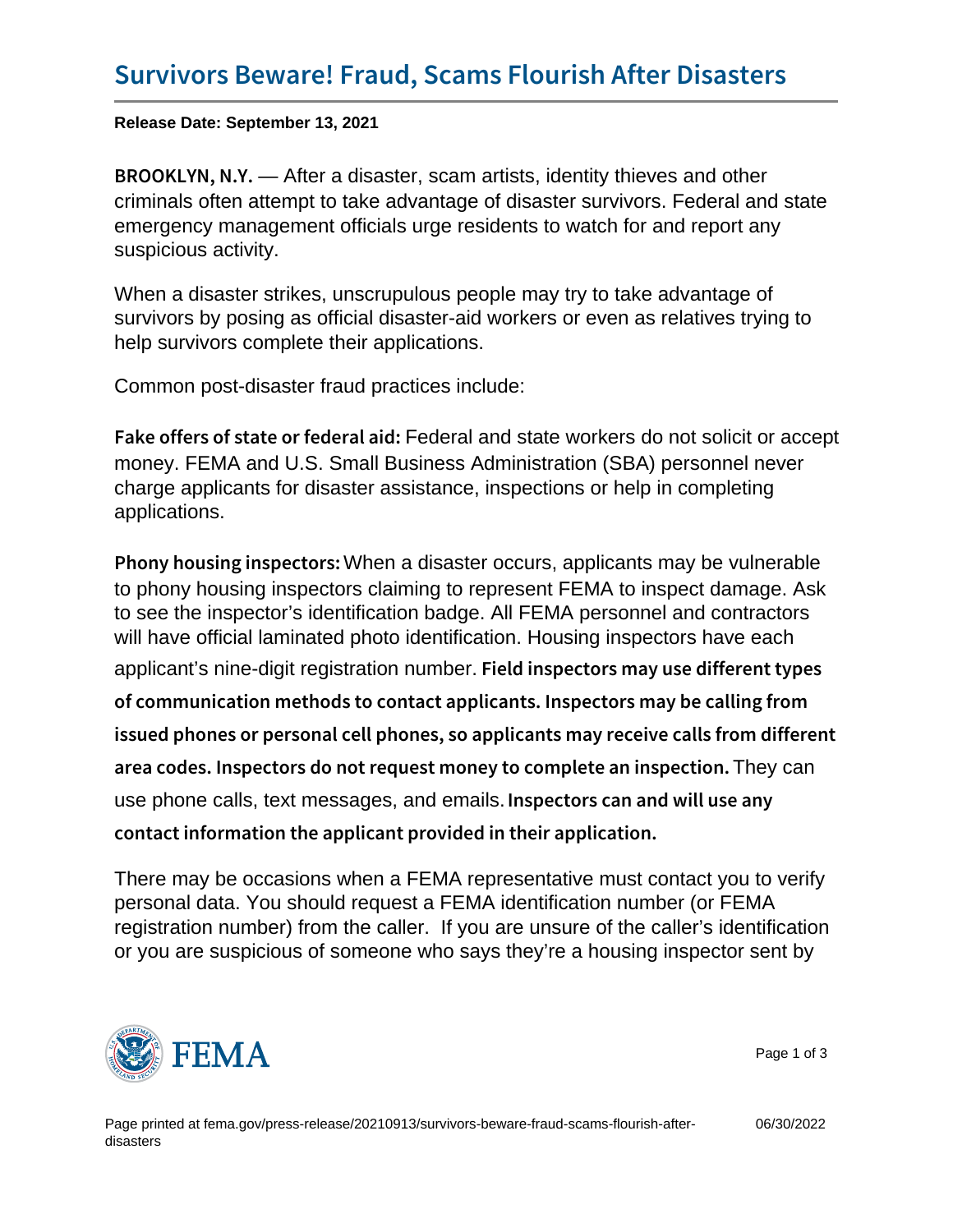# Survivors Beware! Fraud, Scams Flourish After Disasters

**Release Date: September 13, 2021**

**BROOKLYN, N.Y.** — After a disaster, scam artists, identity thieves and other criminals often attempt to take advantage of disaster survivors. Federal and state emergency management officials urge residents to watch for and report any suspicious activity.

When a disaster strikes, unscrupulous people may try to take advantage of survivors by posing as official disaster-aid workers or even as relatives trying to help survivors complete their applications.

Common post-disaster fraud practices include:

**Fake offers of state or federal aid:** Federal and state workers do not solicit or accept money. FEMA and U.S. Small Business Administration (SBA) personnel never charge applicants for disaster assistance, inspections or help in completing applications.

**Phony housing inspectors:** When a disaster occurs, applicants may be vulnerable to phony housing inspectors claiming to represent FEMA to inspect damage. Ask to see the inspector's identification badge. All FEMA personnel and contractors will have official laminated photo identification. Housing inspectors have each applicant's nine-digit registration number. **Field inspectors may use different types of communication methods to contact applicants. Inspectors may be calling from issued phones or personal cell phones, so applicants may receive calls from different area codes. Inspectors do not request money to complete an inspection.** They can use phone calls, text messages, and emails. **Inspectors can and will use any contact information the applicant provided in their application.**

There may be occasions when a FEMA representative must contact you to verify personal data. You should request a FEMA identification number (or FEMA registration number) from the caller. If you are unsure of the caller's identification or you are suspicious of someone who says they're a housing inspector sent by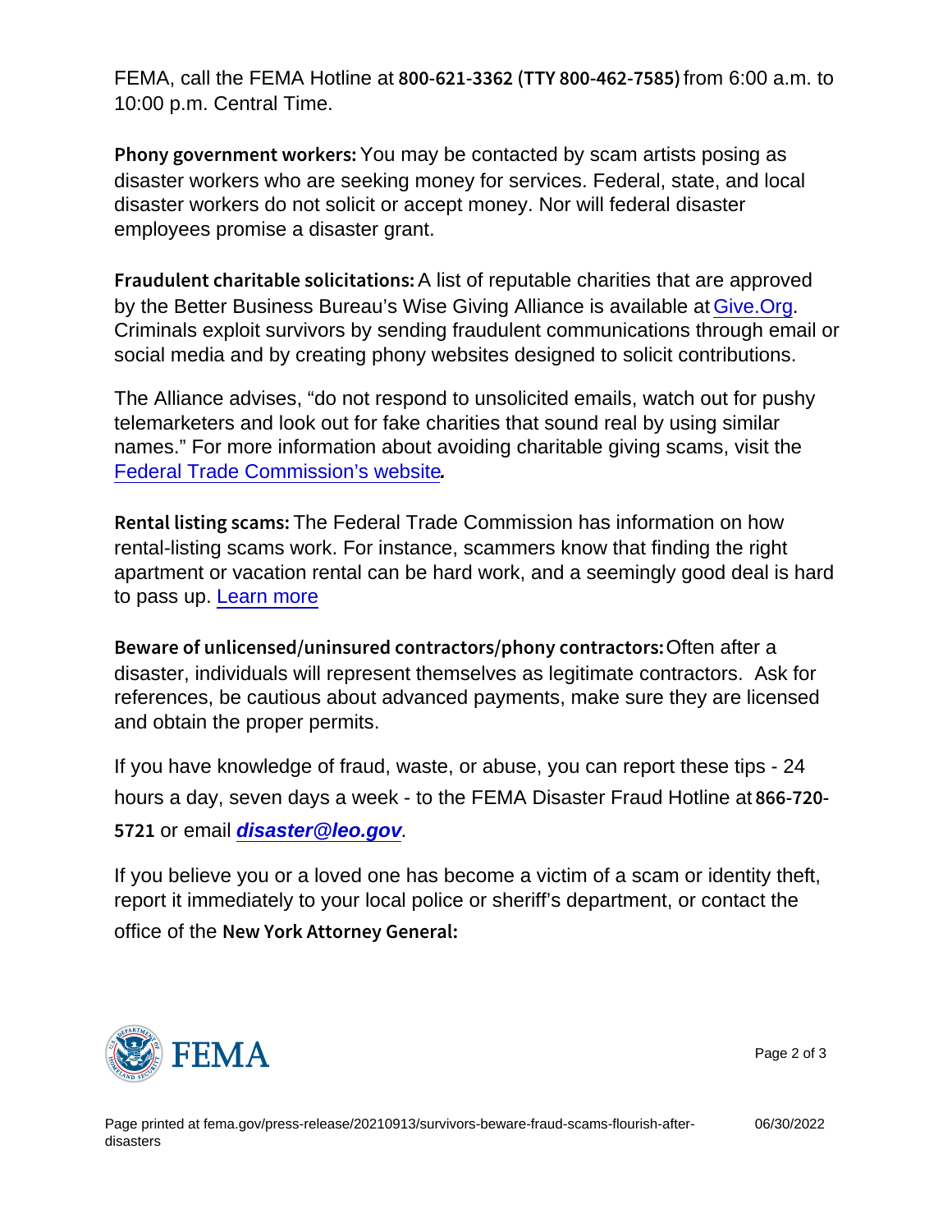FEMA, call the FEMA Hotline at **800-621-3362 (TTY 800-462-7585)** from 6:00 a.m. to 10:00 p.m. Central Time.

**Phony government workers:** You may be contacted by scam artists posing as disaster workers who are seeking money for services. Federal, state, and local disaster workers do not solicit or accept money. Nor will federal disaster employees promise a disaster grant.

**Fraudulent charitable solicitations:** A list of reputable charities that are approved by the Better Business Bureau's Wise Giving Alliance is available at Give.Org. Criminals exploit survivors by sending fraudulent communications through email or social media and by creating phony websites designed to solicit contributions.

The Alliance advises, "do not respond to unsolicited emails, watch out for pushy telemarketers and look out for fake charities that sound real by using similar names." For more information about avoiding charitable giving scams, visit the Federal Trade Commission's website.

**Rental listing scams:** The Federal Trade Commission has information on how rental-listing scams work. For instance, scammers know that finding the right apartment or vacation rental can be hard work, and a seemingly good deal is hard to pass up. Learn more

**Beware of unlicensed/uninsured contractors/phony contractors:** Often after a disaster, individuals will represent themselves as legitimate contractors. Ask for references, be cautious about advanced payments, make sure they are licensed and obtain the proper permits.

If you have knowledge of fraud, waste, or abuse, you can report these tips - 24 hours a day, seven days a week - to the FEMA Disaster Fraud Hotline at **866-720-5721** or email ***disaster@leo.gov***.

If you believe you or a loved one has become a victim of a scam or identity theft, report it immediately to your local police or sheriff's department, or contact the office of the **New York Attorney General:**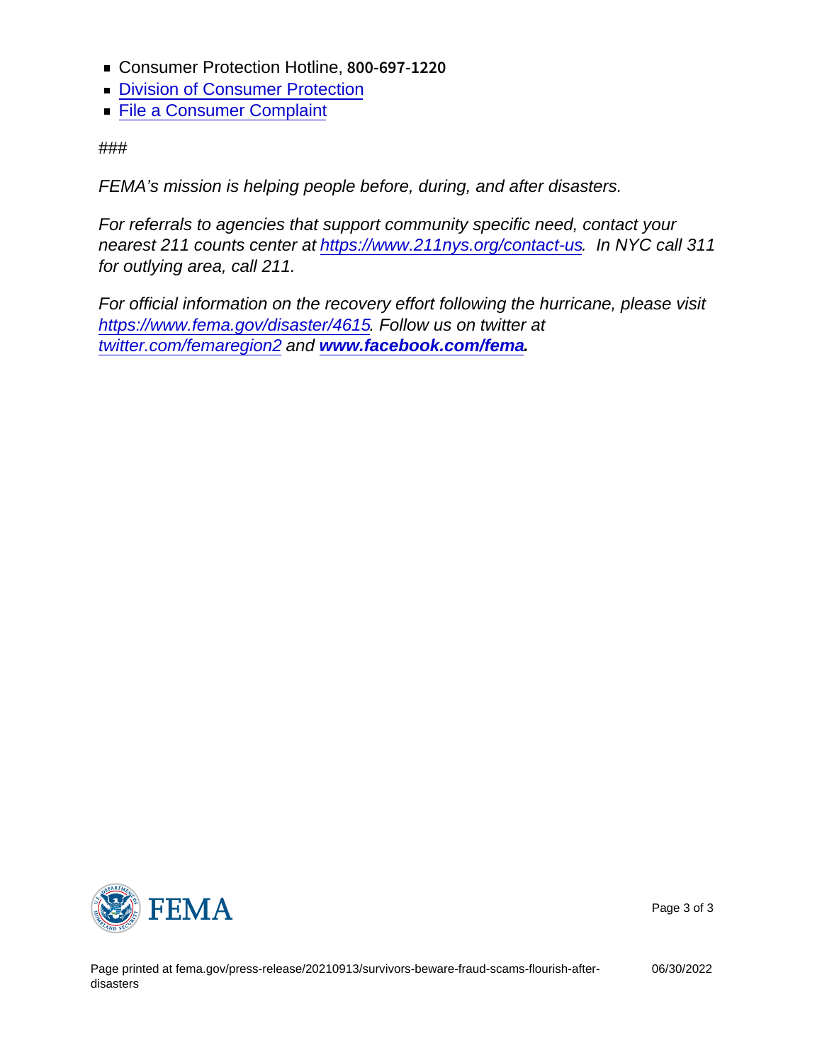- Consumer Protection Hotline, 800-697-1220
- Division of Consumer Protection
- File a Consumer Complaint

###

*FEMA's mission is helping people before, during, and after disasters.*

*For referrals to agencies that support community specific need, contact your nearest 211 counts center at https://www.211nys.org/contact-us. In NYC call 311 for outlying area, call 211.*

*For official information on the recovery effort following the hurricane, please visit https://www.fema.gov/disaster/4615. Follow us on twitter at twitter.com/femaregion2 and **www.facebook.com/fema**.*